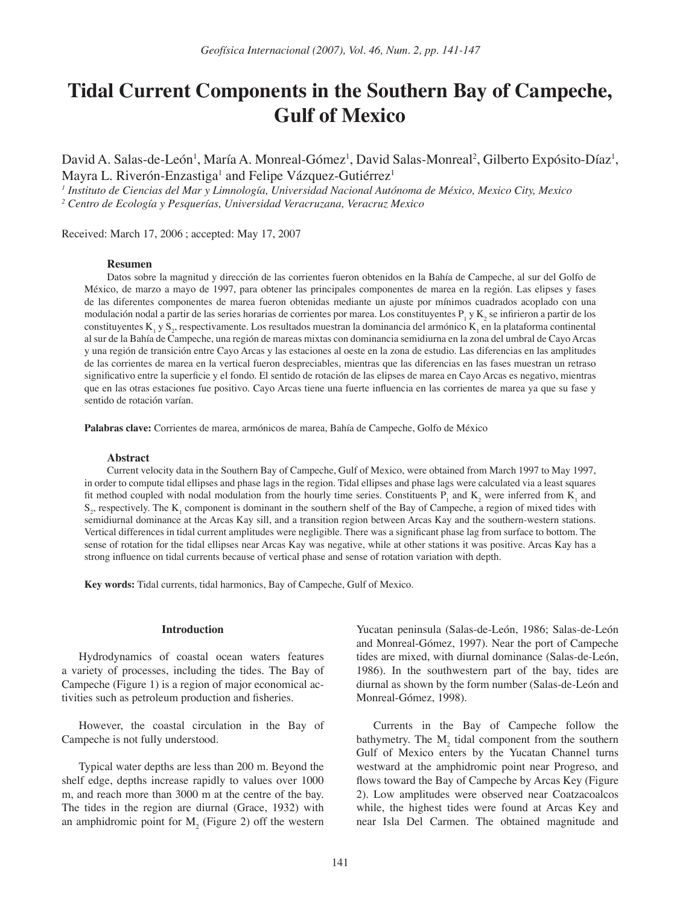# Tidal Current Components in the Southern Bay of Campeche, Gulf of Mexico

David A. Salas-de-León[1], María A. Monreal-Gómez[1], David Salas-Monreal[2], Gilberto Expósito-Díaz[1], Mayra L. Riverón-Enzastiga[1] and Felipe Vázquez-Gutiérrez[1]

[1] *Instituto de Ciencias del Mar y Limnología, Universidad Nacional Autónoma de México, Mexico City, Mexico*
[2] *Centro de Ecología y Pesquerías, Universidad Veracruzana, Veracruz Mexico*

Received: March 17, 2006 ; accepted: May 17, 2007

### Resumen

Datos sobre la magnitud y dirección de las corrientes fueron obtenidos en la Bahía de Campeche, al sur del Golfo de México, de marzo a mayo de 1997, para obtener las principales componentes de marea en la región. Las elipses y fases de las diferentes componentes de marea fueron obtenidas mediante un ajuste por mínimos cuadrados acoplado con una modulación nodal a partir de las series horarias de corrientes por marea. Los constituyentes $P_1$ y $K_2$ se infirieron a partir de los constituyentes $K_1$ y $S_2$, respectivamente. Los resultados muestran la dominancia del armónico $K_1$ en la plataforma continental al sur de la Bahía de Campeche, una región de mareas mixtas con dominancia semidiurna en la zona del umbral de Cayo Arcas y una región de transición entre Cayo Arcas y las estaciones al oeste en la zona de estudio. Las diferencias en las amplitudes de las corrientes de marea en la vertical fueron despreciables, mientras que las diferencias en las fases muestran un retraso significativo entre la superficie y el fondo. El sentido de rotación de las elipses de marea en Cayo Arcas es negativo, mientras que en las otras estaciones fue positivo. Cayo Arcas tiene una fuerte influencia en las corrientes de marea ya que su fase y sentido de rotación varían.

**Palabras clave:** Corrientes de marea, armónicos de marea, Bahía de Campeche, Golfo de México

### Abstract

Current velocity data in the Southern Bay of Campeche, Gulf of Mexico, were obtained from March 1997 to May 1997, in order to compute tidal ellipses and phase lags in the region. Tidal ellipses and phase lags were calculated via a least squares fit method coupled with nodal modulation from the hourly time series. Constituents $P_1$ and $K_2$ were inferred from $K_1$ and $S_2$, respectively. The $K_1$ component is dominant in the southern shelf of the Bay of Campeche, a region of mixed tides with semidiurnal dominance at the Arcas Kay sill, and a transition region between Arcas Kay and the southern-western stations. Vertical differences in tidal current amplitudes were negligible. There was a significant phase lag from surface to bottom. The sense of rotation for the tidal ellipses near Arcas Kay was negative, while at other stations it was positive. Arcas Kay has a strong influence on tidal currents because of vertical phase and sense of rotation variation with depth.

**Key words:** Tidal currents, tidal harmonics, Bay of Campeche, Gulf of Mexico.

## Introduction

Hydrodynamics of coastal ocean waters features a variety of processes, including the tides. The Bay of Campeche (Figure 1) is a region of major economical activities such as petroleum production and fisheries.

However, the coastal circulation in the Bay of Campeche is not fully understood.

Typical water depths are less than 200 m. Beyond the shelf edge, depths increase rapidly to values over 1000 m, and reach more than 3000 m at the centre of the bay. The tides in the region are diurnal (Grace, 1932) with an amphidromic point for $M_2$ (Figure 2) off the western Yucatan peninsula (Salas-de-León, 1986; Salas-de-León and Monreal-Gómez, 1997). Near the port of Campeche tides are mixed, with diurnal dominance (Salas-de-León, 1986). In the southwestern part of the bay, tides are diurnal as shown by the form number (Salas-de-León and Monreal-Gómez, 1998).

Currents in the Bay of Campeche follow the bathymetry. The $M_2$ tidal component from the southern Gulf of Mexico enters by the Yucatan Channel turns westward at the amphidromic point near Progreso, and flows toward the Bay of Campeche by Arcas Key (Figure 2). Low amplitudes were observed near Coatzacoalcos while, the highest tides were found at Arcas Key and near Isla Del Carmen. The obtained magnitude and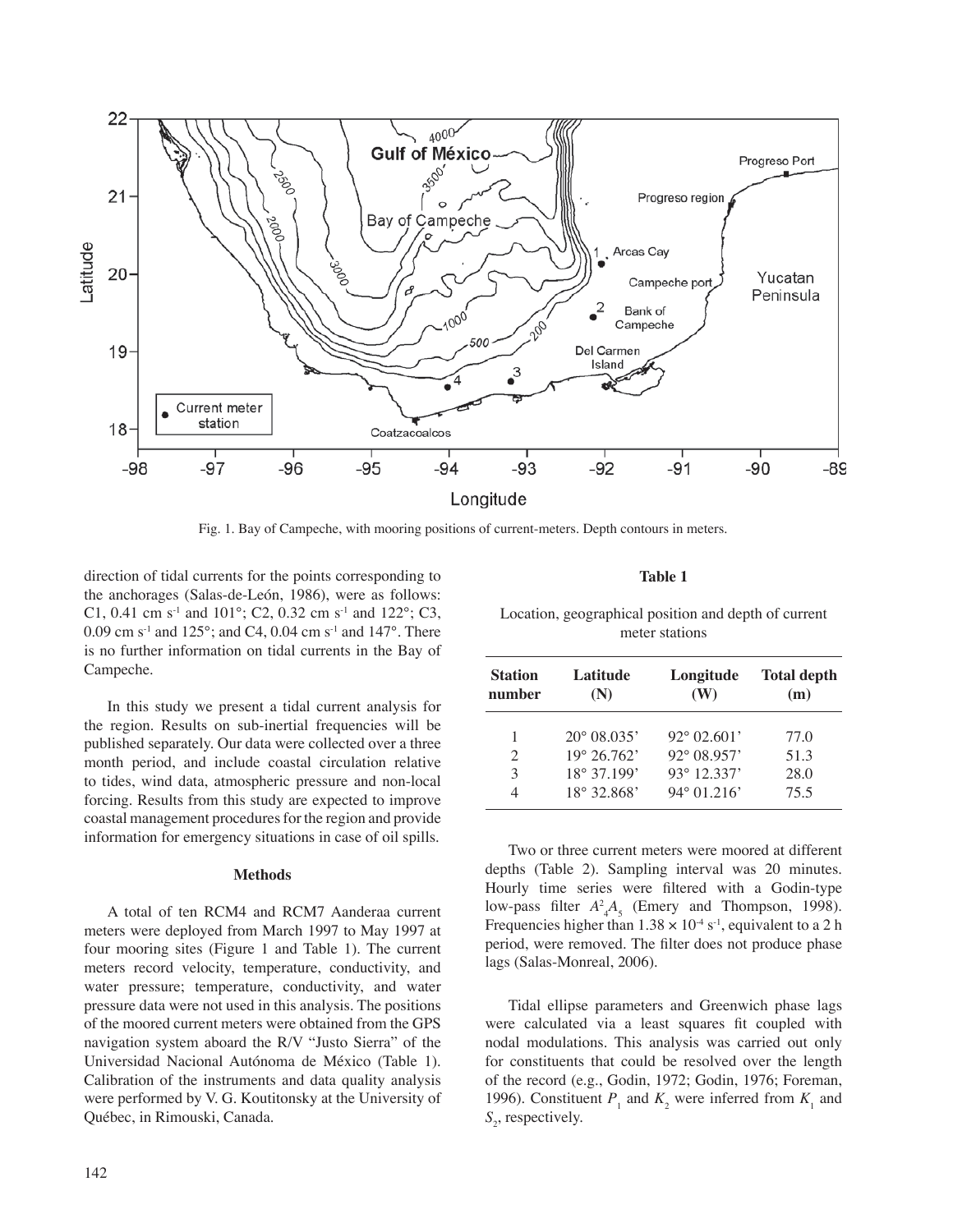Fig. 1. Bay of Campeche, with mooring positions of current-meters. Depth contours in meters.

direction of tidal currents for the points corresponding to the anchorages (Salas-de-León, 1986), were as follows: C1, 0.41 cm $s^{-1}$ and 101°; C2, 0.32 cm $s^{-1}$ and 122°; C3, 0.09 cm $s^{-1}$ and 125°; and C4, 0.04 cm $s^{-1}$ and 147°. There is no further information on tidal currents in the Bay of Campeche.

In this study we present a tidal current analysis for the region. Results on sub-inertial frequencies will be published separately. Our data were collected over a three month period, and include coastal circulation relative to tides, wind data, atmospheric pressure and non-local forcing. Results from this study are expected to improve coastal management procedures for the region and provide information for emergency situations in case of oil spills.

## Methods

A total of ten RCM4 and RCM7 Aanderaa current meters were deployed from March 1997 to May 1997 at four mooring sites (Figure 1 and Table 1). The current meters record velocity, temperature, conductivity, and water pressure; temperature, conductivity, and water pressure data were not used in this analysis. The positions of the moored current meters were obtained from the GPS navigation system aboard the R/V "Justo Sierra" of the Universidad Nacional Autónoma de México (Table 1). Calibration of the instruments and data quality analysis were performed by V. G. Koutitonsky at the University of Québec, in Rimouski, Canada.

**Table 1**

Location, geographical position and depth of current meter stations

| Station number | Latitude (N) | Longitude (W) | Total depth (m) |
|---|---|---|---|
| 1 | 20° 08.035' | 92° 02.601' | 77.0 |
| 2 | 19° 26.762' | 92° 08.957' | 51.3 |
| 3 | 18° 37.199' | 93° 12.337' | 28.0 |
| 4 | 18° 32.868' | 94° 01.216' | 75.5 |

Two or three current meters were moored at different depths (Table 2). Sampling interval was 20 minutes. Hourly time series were filtered with a Godin-type low-pass filter $A^2_4A_5$ (Emery and Thompson, 1998). Frequencies higher than $1.38 \times 10^{-4}$ $s^{-1}$, equivalent to a 2 h period, were removed. The filter does not produce phase lags (Salas-Monreal, 2006).

Tidal ellipse parameters and Greenwich phase lags were calculated via a least squares fit coupled with nodal modulations. This analysis was carried out only for constituents that could be resolved over the length of the record (e.g., Godin, 1972; Godin, 1976; Foreman, 1996). Constituent $P_1$ and $K_2$ were inferred from $K_1$ and $S_2$, respectively.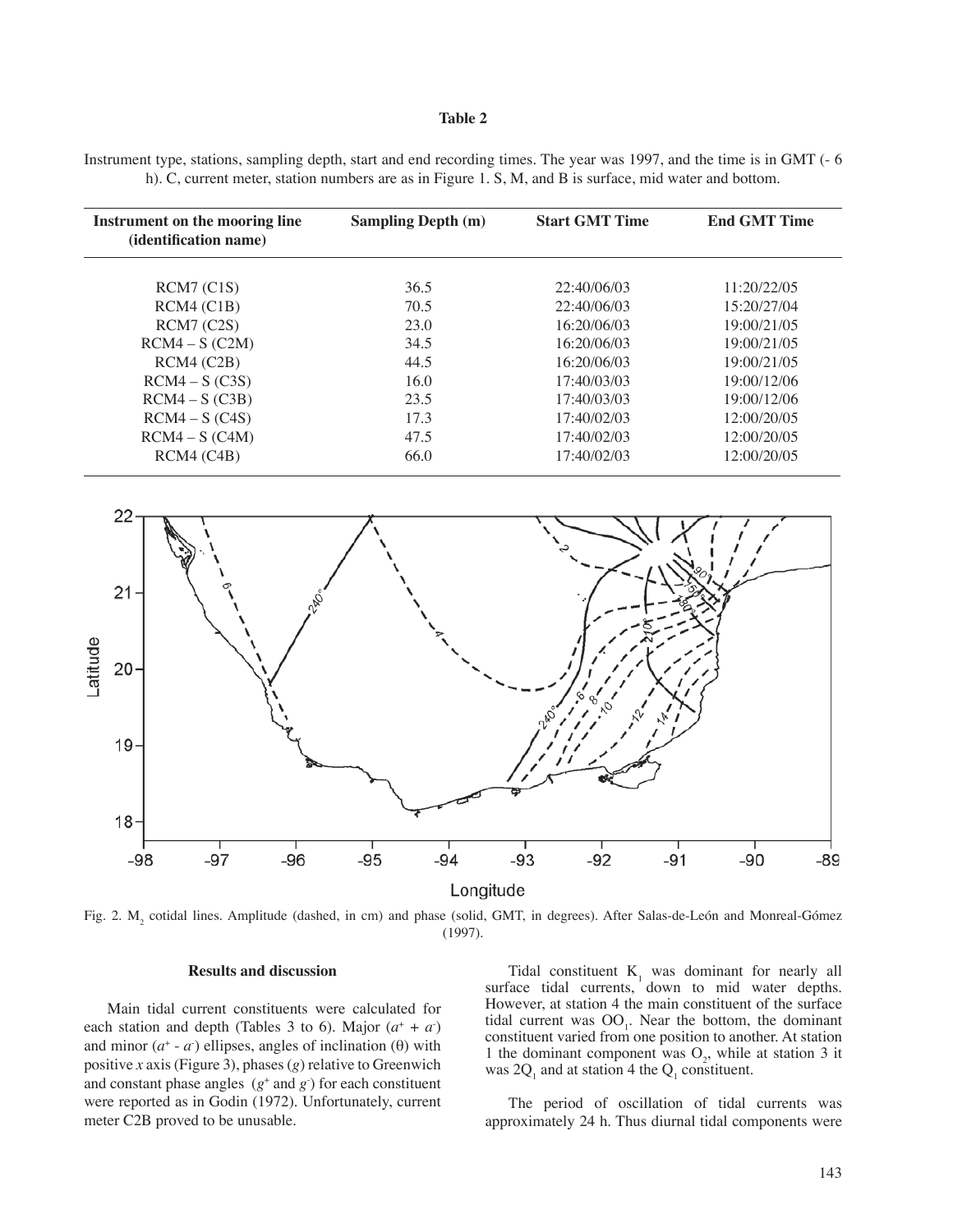**Table 2**

Instrument type, stations, sampling depth, start and end recording times. The year was 1997, and the time is in GMT (- 6 h). C, current meter, station numbers are as in Figure 1. S, M, and B is surface, mid water and bottom.

| Instrument on the mooring line (identification name) | Sampling Depth (m) | Start GMT Time | End GMT Time |
|---|---|---|---|
| RCM7 (C1S) | 36.5 | 22:40/06/03 | 11:20/22/05 |
| RCM4 (C1B) | 70.5 | 22:40/06/03 | 15:20/27/04 |
| RCM7 (C2S) | 23.0 | 16:20/06/03 | 19:00/21/05 |
| RCM4 – S (C2M) | 34.5 | 16:20/06/03 | 19:00/21/05 |
| RCM4 (C2B) | 44.5 | 16:20/06/03 | 19:00/21/05 |
| RCM4 – S (C3S) | 16.0 | 17:40/03/03 | 19:00/12/06 |
| RCM4 – S (C3B) | 23.5 | 17:40/03/03 | 19:00/12/06 |
| RCM4 – S (C4S) | 17.3 | 17:40/02/03 | 12:00/20/05 |
| RCM4 – S (C4M) | 47.5 | 17:40/02/03 | 12:00/20/05 |
| RCM4 (C4B) | 66.0 | 17:40/02/03 | 12:00/20/05 |

Fig. 2. $M_2$ cotidal lines. Amplitude (dashed, in cm) and phase (solid, GMT, in degrees). After Salas-de-León and Monreal-Gómez (1997).

### Results and discussion

Main tidal current constituents were calculated for each station and depth (Tables 3 to 6). Major ($a^+ + a^-$) and minor ($a^+ - a^-$) ellipses, angles of inclination ($\theta$) with positive *x* axis (Figure 3), phases ($g$) relative to Greenwich and constant phase angles ($g^+$ and $g^-$) for each constituent were reported as in Godin (1972). Unfortunately, current meter C2B proved to be unusable.

Tidal constituent $K_1$ was dominant for nearly all surface tidal currents, down to mid water depths. However, at station 4 the main constituent of the surface tidal current was $OO_1$. Near the bottom, the dominant constituent varied from one position to another. At station 1 the dominant component was $O_2$, while at station 3 it was $2Q_1$ and at station 4 the $Q_1$ constituent.

The period of oscillation of tidal currents was approximately 24 h. Thus diurnal tidal components were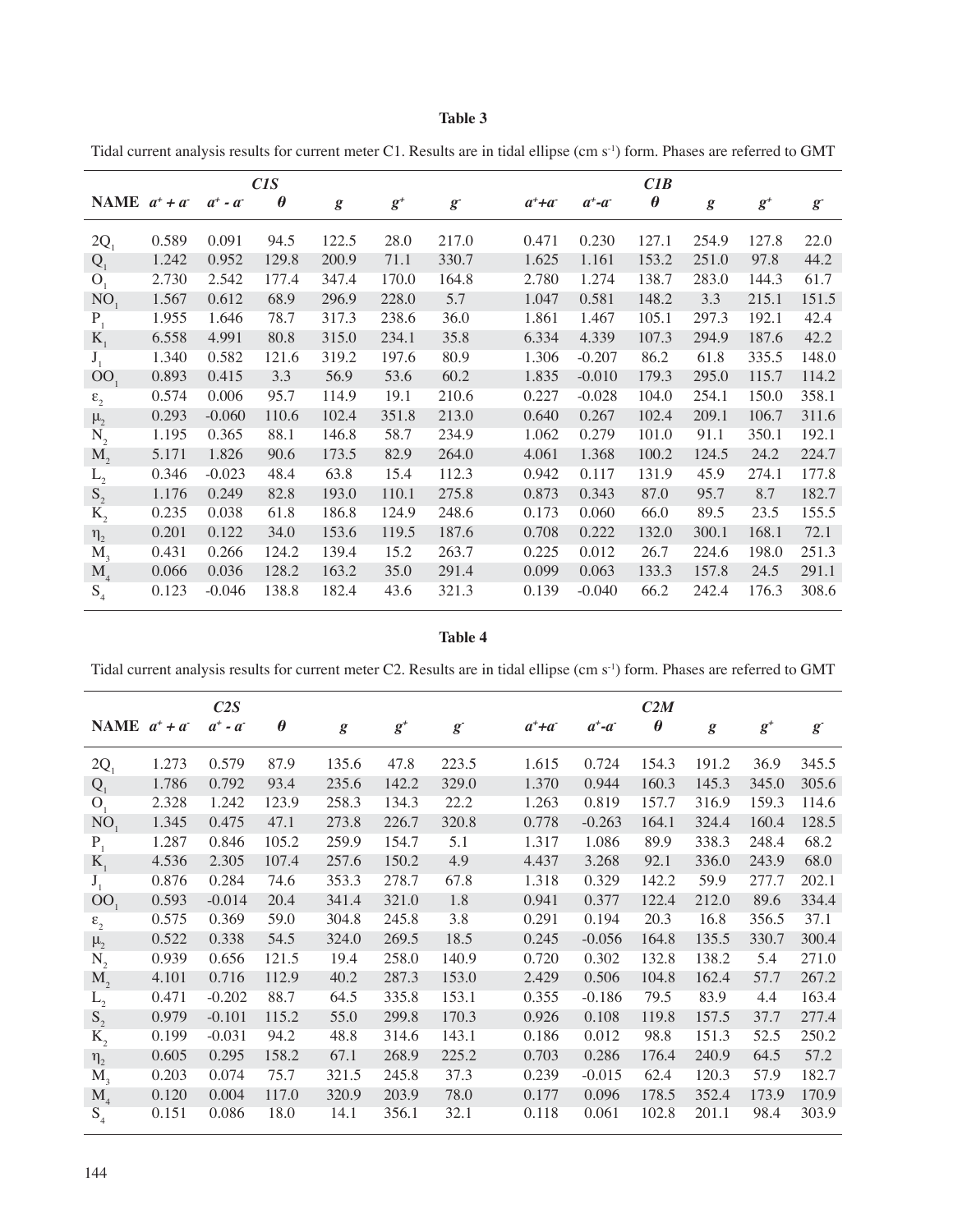**Table 3**

Tidal current analysis results for current meter C1. Results are in tidal ellipse (cm s$^{-1}$) form. Phases are referred to GMT

| | *C1S* | | | | | | *C1B* | | | | | |
|---|---|---|---|---|---|---|---|---|---|---|---|---|
| NAME | $a^+ + a^-$ | $a^+ - a^-$ | $\theta$ | $g$ | $g^+$ | $g^-$ | $a^+ + a^-$ | $a^+ - a^-$ | $\theta$ | $g$ | $g^+$ | $g^-$ |
| $2Q_1$ | 0.589 | 0.091 | 94.5 | 122.5 | 28.0 | 217.0 | 0.471 | 0.230 | 127.1 | 254.9 | 127.8 | 22.0 |
| $Q_1$ | 1.242 | 0.952 | 129.8 | 200.9 | 71.1 | 330.7 | 1.625 | 1.161 | 153.2 | 251.0 | 97.8 | 44.2 |
| $O_1$ | 2.730 | 2.542 | 177.4 | 347.4 | 170.0 | 164.8 | 2.780 | 1.274 | 138.7 | 283.0 | 144.3 | 61.7 |
| $NO_1$ | 1.567 | 0.612 | 68.9 | 296.9 | 228.0 | 5.7 | 1.047 | 0.581 | 148.2 | 3.3 | 215.1 | 151.5 |
| $P_1$ | 1.955 | 1.646 | 78.7 | 317.3 | 238.6 | 36.0 | 1.861 | 1.467 | 105.1 | 297.3 | 192.1 | 42.4 |
| $K_1$ | 6.558 | 4.991 | 80.8 | 315.0 | 234.1 | 35.8 | 6.334 | 4.339 | 107.3 | 294.9 | 187.6 | 42.2 |
| $J_1$ | 1.340 | 0.582 | 121.6 | 319.2 | 197.6 | 80.9 | 1.306 | -0.207 | 86.2 | 61.8 | 335.5 | 148.0 |
| $OO_1$ | 0.893 | 0.415 | 3.3 | 56.9 | 53.6 | 60.2 | 1.835 | -0.010 | 179.3 | 295.0 | 115.7 | 114.2 |
| $\varepsilon_2$ | 0.574 | 0.006 | 95.7 | 114.9 | 19.1 | 210.6 | 0.227 | -0.028 | 104.0 | 254.1 | 150.0 | 358.1 |
| $\mu_2$ | 0.293 | -0.060 | 110.6 | 102.4 | 351.8 | 213.0 | 0.640 | 0.267 | 102.4 | 209.1 | 106.7 | 311.6 |
| $N_2$ | 1.195 | 0.365 | 88.1 | 146.8 | 58.7 | 234.9 | 1.062 | 0.279 | 101.0 | 91.1 | 350.1 | 192.1 |
| $M_2$ | 5.171 | 1.826 | 90.6 | 173.5 | 82.9 | 264.0 | 4.061 | 1.368 | 100.2 | 124.5 | 24.2 | 224.7 |
| $L_2$ | 0.346 | -0.023 | 48.4 | 63.8 | 15.4 | 112.3 | 0.942 | 0.117 | 131.9 | 45.9 | 274.1 | 177.8 |
| $S_2$ | 1.176 | 0.249 | 82.8 | 193.0 | 110.1 | 275.8 | 0.873 | 0.343 | 87.0 | 95.7 | 8.7 | 182.7 |
| $K_2$ | 0.235 | 0.038 | 61.8 | 186.8 | 124.9 | 248.6 | 0.173 | 0.060 | 66.0 | 89.5 | 23.5 | 155.5 |
| $\eta_2$ | 0.201 | 0.122 | 34.0 | 153.6 | 119.5 | 187.6 | 0.708 | 0.222 | 132.0 | 300.1 | 168.1 | 72.1 |
| $M_3$ | 0.431 | 0.266 | 124.2 | 139.4 | 15.2 | 263.7 | 0.225 | 0.012 | 26.7 | 224.6 | 198.0 | 251.3 |
| $M_4$ | 0.066 | 0.036 | 128.2 | 163.2 | 35.0 | 291.4 | 0.099 | 0.063 | 133.3 | 157.8 | 24.5 | 291.1 |
| $S_4$ | 0.123 | -0.046 | 138.8 | 182.4 | 43.6 | 321.3 | 0.139 | -0.040 | 66.2 | 242.4 | 176.3 | 308.6 |

**Table 4**

Tidal current analysis results for current meter C2. Results are in tidal ellipse (cm s$^{-1}$) form. Phases are referred to GMT

| | *C2S* | | | | | | *C2M* | | | | | |
|---|---|---|---|---|---|---|---|---|---|---|---|---|
| NAME | $a^+ + a^-$ | $a^+ - a^-$ | $\theta$ | $g$ | $g^+$ | $g^-$ | $a^+ + a^-$ | $a^+ - a^-$ | $\theta$ | $g$ | $g^+$ | $g^-$ |
| $2Q_1$ | 1.273 | 0.579 | 87.9 | 135.6 | 47.8 | 223.5 | 1.615 | 0.724 | 154.3 | 191.2 | 36.9 | 345.5 |
| $Q_1$ | 1.786 | 0.792 | 93.4 | 235.6 | 142.2 | 329.0 | 1.370 | 0.944 | 160.3 | 145.3 | 345.0 | 305.6 |
| $O_1$ | 2.328 | 1.242 | 123.9 | 258.3 | 134.3 | 22.2 | 1.263 | 0.819 | 157.7 | 316.9 | 159.3 | 114.6 |
| $NO_1$ | 1.345 | 0.475 | 47.1 | 273.8 | 226.7 | 320.8 | 0.778 | -0.263 | 164.1 | 324.4 | 160.4 | 128.5 |
| $P_1$ | 1.287 | 0.846 | 105.2 | 259.9 | 154.7 | 5.1 | 1.317 | 1.086 | 89.9 | 338.3 | 248.4 | 68.2 |
| $K_1$ | 4.536 | 2.305 | 107.4 | 257.6 | 150.2 | 4.9 | 4.437 | 3.268 | 92.1 | 336.0 | 243.9 | 68.0 |
| $J_1$ | 0.876 | 0.284 | 74.6 | 353.3 | 278.7 | 67.8 | 1.318 | 0.329 | 142.2 | 59.9 | 277.7 | 202.1 |
| $OO_1$ | 0.593 | -0.014 | 20.4 | 341.4 | 321.0 | 1.8 | 0.941 | 0.377 | 122.4 | 212.0 | 89.6 | 334.4 |
| $\varepsilon_2$ | 0.575 | 0.369 | 59.0 | 304.8 | 245.8 | 3.8 | 0.291 | 0.194 | 20.3 | 16.8 | 356.5 | 37.1 |
| $\mu_2$ | 0.522 | 0.338 | 54.5 | 324.0 | 269.5 | 18.5 | 0.245 | -0.056 | 164.8 | 135.5 | 330.7 | 300.4 |
| $N_2$ | 0.939 | 0.656 | 121.5 | 19.4 | 258.0 | 140.9 | 0.720 | 0.302 | 132.8 | 138.2 | 5.4 | 271.0 |
| $M_2$ | 4.101 | 0.716 | 112.9 | 40.2 | 287.3 | 153.0 | 2.429 | 0.506 | 104.8 | 162.4 | 57.7 | 267.2 |
| $L_2$ | 0.471 | -0.202 | 88.7 | 64.5 | 335.8 | 153.1 | 0.355 | -0.186 | 79.5 | 83.9 | 4.4 | 163.4 |
| $S_2$ | 0.979 | -0.101 | 115.2 | 55.0 | 299.8 | 170.3 | 0.926 | 0.108 | 119.8 | 157.5 | 37.7 | 277.4 |
| $K_2$ | 0.199 | -0.031 | 94.2 | 48.8 | 314.6 | 143.1 | 0.186 | 0.012 | 98.8 | 151.3 | 52.5 | 250.2 |
| $\eta_2$ | 0.605 | 0.295 | 158.2 | 67.1 | 268.9 | 225.2 | 0.703 | 0.286 | 176.4 | 240.9 | 64.5 | 57.2 |
| $M_3$ | 0.203 | 0.074 | 75.7 | 321.5 | 245.8 | 37.3 | 0.239 | -0.015 | 62.4 | 120.3 | 57.9 | 182.7 |
| $M_4$ | 0.120 | 0.004 | 117.0 | 320.9 | 203.9 | 78.0 | 0.177 | 0.096 | 178.5 | 352.4 | 173.9 | 170.9 |
| $S_4$ | 0.151 | 0.086 | 18.0 | 14.1 | 356.1 | 32.1 | 0.118 | 0.061 | 102.8 | 201.1 | 98.4 | 303.9 |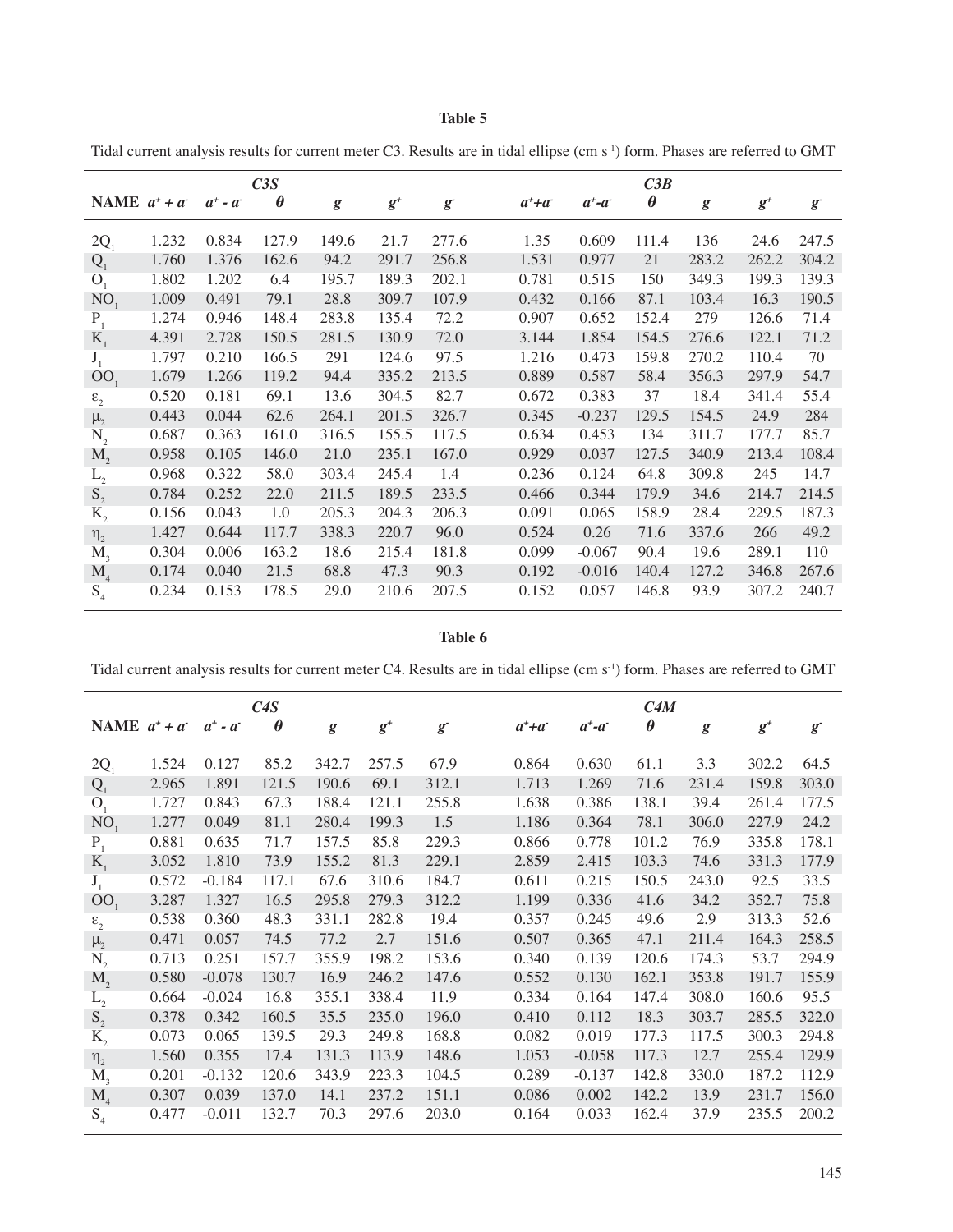**Table 5**

Tidal current analysis results for current meter C3. Results are in tidal ellipse (cm s[-1]) form. Phases are referred to GMT

| | C3S | | | | | | C3B | | | | | |
|---|---|---|---|---|---|---|---|---|---|---|---|---|
| NAME | $a^+ + a^-$ | $a^+ - a^-$ | $\theta$ | $g$ | $g^+$ | $g^-$ | $a^+ + a^-$ | $a^+ - a^-$ | $\theta$ | $g$ | $g^+$ | $g^-$ |
| $2Q_1$ | 1.232 | 0.834 | 127.9 | 149.6 | 21.7 | 277.6 | 1.35 | 0.609 | 111.4 | 136 | 24.6 | 247.5 |
| $Q_1$ | 1.760 | 1.376 | 162.6 | 94.2 | 291.7 | 256.8 | 1.531 | 0.977 | 21 | 283.2 | 262.2 | 304.2 |
| $O_1$ | 1.802 | 1.202 | 6.4 | 195.7 | 189.3 | 202.1 | 0.781 | 0.515 | 150 | 349.3 | 199.3 | 139.3 |
| $NO_1$ | 1.009 | 0.491 | 79.1 | 28.8 | 309.7 | 107.9 | 0.432 | 0.166 | 87.1 | 103.4 | 16.3 | 190.5 |
| $P_1$ | 1.274 | 0.946 | 148.4 | 283.8 | 135.4 | 72.2 | 0.907 | 0.652 | 152.4 | 279 | 126.6 | 71.4 |
| $K_1$ | 4.391 | 2.728 | 150.5 | 281.5 | 130.9 | 72.0 | 3.144 | 1.854 | 154.5 | 276.6 | 122.1 | 71.2 |
| $J_1$ | 1.797 | 0.210 | 166.5 | 291 | 124.6 | 97.5 | 1.216 | 0.473 | 159.8 | 270.2 | 110.4 | 70 |
| $OO_1$ | 1.679 | 1.266 | 119.2 | 94.4 | 335.2 | 213.5 | 0.889 | 0.587 | 58.4 | 356.3 | 297.9 | 54.7 |
| $\varepsilon_2$ | 0.520 | 0.181 | 69.1 | 13.6 | 304.5 | 82.7 | 0.672 | 0.383 | 37 | 18.4 | 341.4 | 55.4 |
| $\mu_2$ | 0.443 | 0.044 | 62.6 | 264.1 | 201.5 | 326.7 | 0.345 | -0.237 | 129.5 | 154.5 | 24.9 | 284 |
| $N_2$ | 0.687 | 0.363 | 161.0 | 316.5 | 155.5 | 117.5 | 0.634 | 0.453 | 134 | 311.7 | 177.7 | 85.7 |
| $M_2$ | 0.958 | 0.105 | 146.0 | 21.0 | 235.1 | 167.0 | 0.929 | 0.037 | 127.5 | 340.9 | 213.4 | 108.4 |
| $L_2$ | 0.968 | 0.322 | 58.0 | 303.4 | 245.4 | 1.4 | 0.236 | 0.124 | 64.8 | 309.8 | 245 | 14.7 |
| $S_2$ | 0.784 | 0.252 | 22.0 | 211.5 | 189.5 | 233.5 | 0.466 | 0.344 | 179.9 | 34.6 | 214.7 | 214.5 |
| $K_2$ | 0.156 | 0.043 | 1.0 | 205.3 | 204.3 | 206.3 | 0.091 | 0.065 | 158.9 | 28.4 | 229.5 | 187.3 |
| $\eta_2$ | 1.427 | 0.644 | 117.7 | 338.3 | 220.7 | 96.0 | 0.524 | 0.26 | 71.6 | 337.6 | 266 | 49.2 |
| $M_3$ | 0.304 | 0.006 | 163.2 | 18.6 | 215.4 | 181.8 | 0.099 | -0.067 | 90.4 | 19.6 | 289.1 | 110 |
| $M_4$ | 0.174 | 0.040 | 21.5 | 68.8 | 47.3 | 90.3 | 0.192 | -0.016 | 140.4 | 127.2 | 346.8 | 267.6 |
| $S_4$ | 0.234 | 0.153 | 178.5 | 29.0 | 210.6 | 207.5 | 0.152 | 0.057 | 146.8 | 93.9 | 307.2 | 240.7 |

**Table 6**

Tidal current analysis results for current meter C4. Results are in tidal ellipse (cm s[-1]) form. Phases are referred to GMT

| | C4S | | | | | | C4M | | | | | |
|---|---|---|---|---|---|---|---|---|---|---|---|---|
| NAME | $a^+ + a^-$ | $a^+ - a^-$ | $\theta$ | $g$ | $g^+$ | $g^-$ | $a^+ + a^-$ | $a^+ - a^-$ | $\theta$ | $g$ | $g^+$ | $g^-$ |
| $2Q_1$ | 1.524 | 0.127 | 85.2 | 342.7 | 257.5 | 67.9 | 0.864 | 0.630 | 61.1 | 3.3 | 302.2 | 64.5 |
| $Q_1$ | 2.965 | 1.891 | 121.5 | 190.6 | 69.1 | 312.1 | 1.713 | 1.269 | 71.6 | 231.4 | 159.8 | 303.0 |
| $O_1$ | 1.727 | 0.843 | 67.3 | 188.4 | 121.1 | 255.8 | 1.638 | 0.386 | 138.1 | 39.4 | 261.4 | 177.5 |
| $NO_1$ | 1.277 | 0.049 | 81.1 | 280.4 | 199.3 | 1.5 | 1.186 | 0.364 | 78.1 | 306.0 | 227.9 | 24.2 |
| $P_1$ | 0.881 | 0.635 | 71.7 | 157.5 | 85.8 | 229.3 | 0.866 | 0.778 | 101.2 | 76.9 | 335.8 | 178.1 |
| $K_1$ | 3.052 | 1.810 | 73.9 | 155.2 | 81.3 | 229.1 | 2.859 | 2.415 | 103.3 | 74.6 | 331.3 | 177.9 |
| $J_1$ | 0.572 | -0.184 | 117.1 | 67.6 | 310.6 | 184.7 | 0.611 | 0.215 | 150.5 | 243.0 | 92.5 | 33.5 |
| $OO_1$ | 3.287 | 1.327 | 16.5 | 295.8 | 279.3 | 312.2 | 1.199 | 0.336 | 41.6 | 34.2 | 352.7 | 75.8 |
| $\varepsilon_2$ | 0.538 | 0.360 | 48.3 | 331.1 | 282.8 | 19.4 | 0.357 | 0.245 | 49.6 | 2.9 | 313.3 | 52.6 |
| $\mu_2$ | 0.471 | 0.057 | 74.5 | 77.2 | 2.7 | 151.6 | 0.507 | 0.365 | 47.1 | 211.4 | 164.3 | 258.5 |
| $N_2$ | 0.713 | 0.251 | 157.7 | 355.9 | 198.2 | 153.6 | 0.340 | 0.139 | 120.6 | 174.3 | 53.7 | 294.9 |
| $M_2$ | 0.580 | -0.078 | 130.7 | 16.9 | 246.2 | 147.6 | 0.552 | 0.130 | 162.1 | 353.8 | 191.7 | 155.9 |
| $L_2$ | 0.664 | -0.024 | 16.8 | 355.1 | 338.4 | 11.9 | 0.334 | 0.164 | 147.4 | 308.0 | 160.6 | 95.5 |
| $S_2$ | 0.378 | 0.342 | 160.5 | 35.5 | 235.0 | 196.0 | 0.410 | 0.112 | 18.3 | 303.7 | 285.5 | 322.0 |
| $K_2$ | 0.073 | 0.065 | 139.5 | 29.3 | 249.8 | 168.8 | 0.082 | 0.019 | 177.3 | 117.5 | 300.3 | 294.8 |
| $\eta_2$ | 1.560 | 0.355 | 17.4 | 131.3 | 113.9 | 148.6 | 1.053 | -0.058 | 117.3 | 12.7 | 255.4 | 129.9 |
| $M_3$ | 0.201 | -0.132 | 120.6 | 343.9 | 223.3 | 104.5 | 0.289 | -0.137 | 142.8 | 330.0 | 187.2 | 112.9 |
| $M_4$ | 0.307 | 0.039 | 137.0 | 14.1 | 237.2 | 151.1 | 0.086 | 0.002 | 142.2 | 13.9 | 231.7 | 156.0 |
| $S_4$ | 0.477 | -0.011 | 132.7 | 70.3 | 297.6 | 203.0 | 0.164 | 0.033 | 162.4 | 37.9 | 235.5 | 200.2 |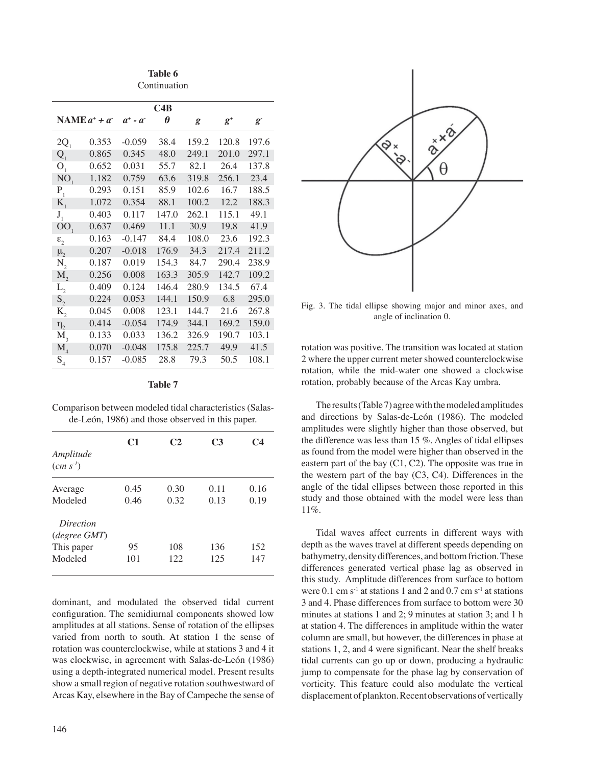**Table 6**
Continuation

| NAME | $a^+ + a^-$ | $a^+ - a^-$ | $\theta$ | $g$ | $g^+$ | $g^-$ |
|---|---|---|---|---|---|---|
| | | | C4B | | | |
| $2Q_1$ | 0.353 | -0.059 | 38.4 | 159.2 | 120.8 | 197.6 |
| $Q_1$ | 0.865 | 0.345 | 48.0 | 249.1 | 201.0 | 297.1 |
| $O_1$ | 0.652 | 0.031 | 55.7 | 82.1 | 26.4 | 137.8 |
| $NO_1$ | 1.182 | 0.759 | 63.6 | 319.8 | 256.1 | 23.4 |
| $P_1$ | 0.293 | 0.151 | 85.9 | 102.6 | 16.7 | 188.5 |
| $K_1$ | 1.072 | 0.354 | 88.1 | 100.2 | 12.2 | 188.3 |
| $J_1$ | 0.403 | 0.117 | 147.0 | 262.1 | 115.1 | 49.1 |
| $OO_1$ | 0.637 | 0.469 | 11.1 | 30.9 | 19.8 | 41.9 |
| $\varepsilon_2$ | 0.163 | -0.147 | 84.4 | 108.0 | 23.6 | 192.3 |
| $\mu_2$ | 0.207 | -0.018 | 176.9 | 34.3 | 217.4 | 211.2 |
| $N_2$ | 0.187 | 0.019 | 154.3 | 84.7 | 290.4 | 238.9 |
| $M_2$ | 0.256 | 0.008 | 163.3 | 305.9 | 142.7 | 109.2 |
| $L_2$ | 0.409 | 0.124 | 146.4 | 280.9 | 134.5 | 67.4 |
| $S_2$ | 0.224 | 0.053 | 144.1 | 150.9 | 6.8 | 295.0 |
| $K_2$ | 0.045 | 0.008 | 123.1 | 144.7 | 21.6 | 267.8 |
| $\eta_2$ | 0.414 | -0.054 | 174.9 | 344.1 | 169.2 | 159.0 |
| $M_3$ | 0.133 | 0.033 | 136.2 | 326.9 | 190.7 | 103.1 |
| $M_4$ | 0.070 | -0.048 | 175.8 | 225.7 | 49.9 | 41.5 |
| $S_4$ | 0.157 | -0.085 | 28.8 | 79.3 | 50.5 | 108.1 |

**Table 7**

Comparison between modeled tidal characteristics (Salas-de-León, 1986) and those observed in this paper.

| | C1 | C2 | C3 | C4 |
|---|---|---|---|---|
| *Amplitude* ($cm\ s^{-1}$) | | | | |
| Average | 0.45 | 0.30 | 0.11 | 0.16 |
| Modeled | 0.46 | 0.32 | 0.13 | 0.19 |
| *Direction* (*degree GMT*) | | | | |
| This paper | 95 | 108 | 136 | 152 |
| Modeled | 101 | 122 | 125 | 147 |

dominant, and modulated the observed tidal current configuration. The semidiurnal components showed low amplitudes at all stations. Sense of rotation of the ellipses varied from north to south. At station 1 the sense of rotation was counterclockwise, while at stations 3 and 4 it was clockwise, in agreement with Salas-de-León (1986) using a depth-integrated numerical model. Present results show a small region of negative rotation southwestward of Arcas Kay, elsewhere in the Bay of Campeche the sense of rotation was positive. The transition was located at station 2 where the upper current meter showed counterclockwise rotation, while the mid-water one showed a clockwise rotation, probably because of the Arcas Kay umbra.

Fig. 3. The tidal ellipse showing major and minor axes, and angle of inclination θ.

The results (Table 7) agree with the modeled amplitudes and directions by Salas-de-León (1986). The modeled amplitudes were slightly higher than those observed, but the difference was less than 15 %. Angles of tidal ellipses as found from the model were higher than observed in the eastern part of the bay (C1, C2). The opposite was true in the western part of the bay (C3, C4). Differences in the angle of the tidal ellipses between those reported in this study and those obtained with the model were less than 11%.

Tidal waves affect currents in different ways with depth as the waves travel at different speeds depending on bathymetry, density differences, and bottom friction. These differences generated vertical phase lag as observed in this study. Amplitude differences from surface to bottom were 0.1 cm $s^{-1}$ at stations 1 and 2 and 0.7 cm $s^{-1}$ at stations 3 and 4. Phase differences from surface to bottom were 30 minutes at stations 1 and 2; 9 minutes at station 3; and 1 h at station 4. The differences in amplitude within the water column are small, but however, the differences in phase at stations 1, 2, and 4 were significant. Near the shelf breaks tidal currents can go up or down, producing a hydraulic jump to compensate for the phase lag by conservation of vorticity. This feature could also modulate the vertical displacement of plankton. Recent observations of vertically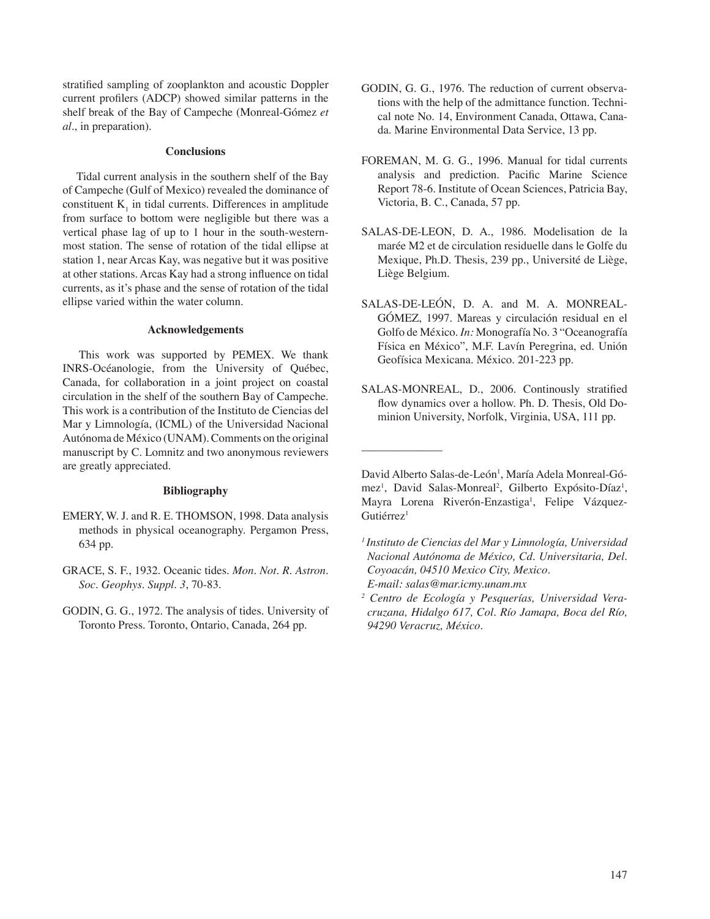stratified sampling of zooplankton and acoustic Doppler current profilers (ADCP) showed similar patterns in the shelf break of the Bay of Campeche (Monreal-Gómez *et al*., in preparation).

## Conclusions

Tidal current analysis in the southern shelf of the Bay of Campeche (Gulf of Mexico) revealed the dominance of constituent $K_1$ in tidal currents. Differences in amplitude from surface to bottom were negligible but there was a vertical phase lag of up to 1 hour in the south-western-most station. The sense of rotation of the tidal ellipse at station 1, near Arcas Kay, was negative but it was positive at other stations. Arcas Kay had a strong influence on tidal currents, as it's phase and the sense of rotation of the tidal ellipse varied within the water column.

## Acknowledgements

This work was supported by PEMEX. We thank INRS-Océanologie, from the University of Québec, Canada, for collaboration in a joint project on coastal circulation in the shelf of the southern Bay of Campeche. This work is a contribution of the Instituto de Ciencias del Mar y Limnología, (ICML) of the Universidad Nacional Autónoma de México (UNAM). Comments on the original manuscript by C. Lomnitz and two anonymous reviewers are greatly appreciated.

## Bibliography

EMERY, W. J. and R. E. THOMSON, 1998. Data analysis methods in physical oceanography. Pergamon Press, 634 pp.

GRACE, S. F., 1932. Oceanic tides. *Mon. Not. R. Astron. Soc. Geophys. Suppl. 3*, 70-83.

GODIN, G. G., 1972. The analysis of tides. University of Toronto Press. Toronto, Ontario, Canada, 264 pp.

GODIN, G. G., 1976. The reduction of current observations with the help of the admittance function. Technical note No. 14, Environment Canada, Ottawa, Canada. Marine Environmental Data Service, 13 pp.

FOREMAN, M. G. G., 1996. Manual for tidal currents analysis and prediction. Pacific Marine Science Report 78-6. Institute of Ocean Sciences, Patricia Bay, Victoria, B. C., Canada, 57 pp.

SALAS-DE-LEON, D. A., 1986. Modelisation de la marée M2 et de circulation residuelle dans le Golfe du Mexique, Ph.D. Thesis, 239 pp., Université de Liège, Liège Belgium.

SALAS-DE-LEÓN, D. A. and M. A. MONREAL-GÓMEZ, 1997. Mareas y circulación residual en el Golfo de México. *In:* Monografía No. 3 "Oceanografía Física en México", M.F. Lavín Peregrina, ed. Unión Geofísica Mexicana. México. 201-223 pp.

SALAS-MONREAL, D., 2006. Continously stratified flow dynamics over a hollow. Ph. D. Thesis, Old Dominion University, Norfolk, Virginia, USA, 111 pp.

---

David Alberto Salas-de-León[1], María Adela Monreal-Gómez[1], David Salas-Monreal[2], Gilberto Expósito-Díaz[1], Mayra Lorena Riverón-Enzastiga[1], Felipe Vázquez-Gutiérrez[1]

*[1] Instituto de Ciencias del Mar y Limnología, Universidad Nacional Autónoma de México, Cd. Universitaria, Del. Coyoacán, 04510 Mexico City, Mexico.*
*E-mail: salas@mar.icmy.unam.mx*

*[2] Centro de Ecología y Pesquerías, Universidad Veracruzana, Hidalgo 617, Col. Río Jamapa, Boca del Río, 94290 Veracruz, México.*